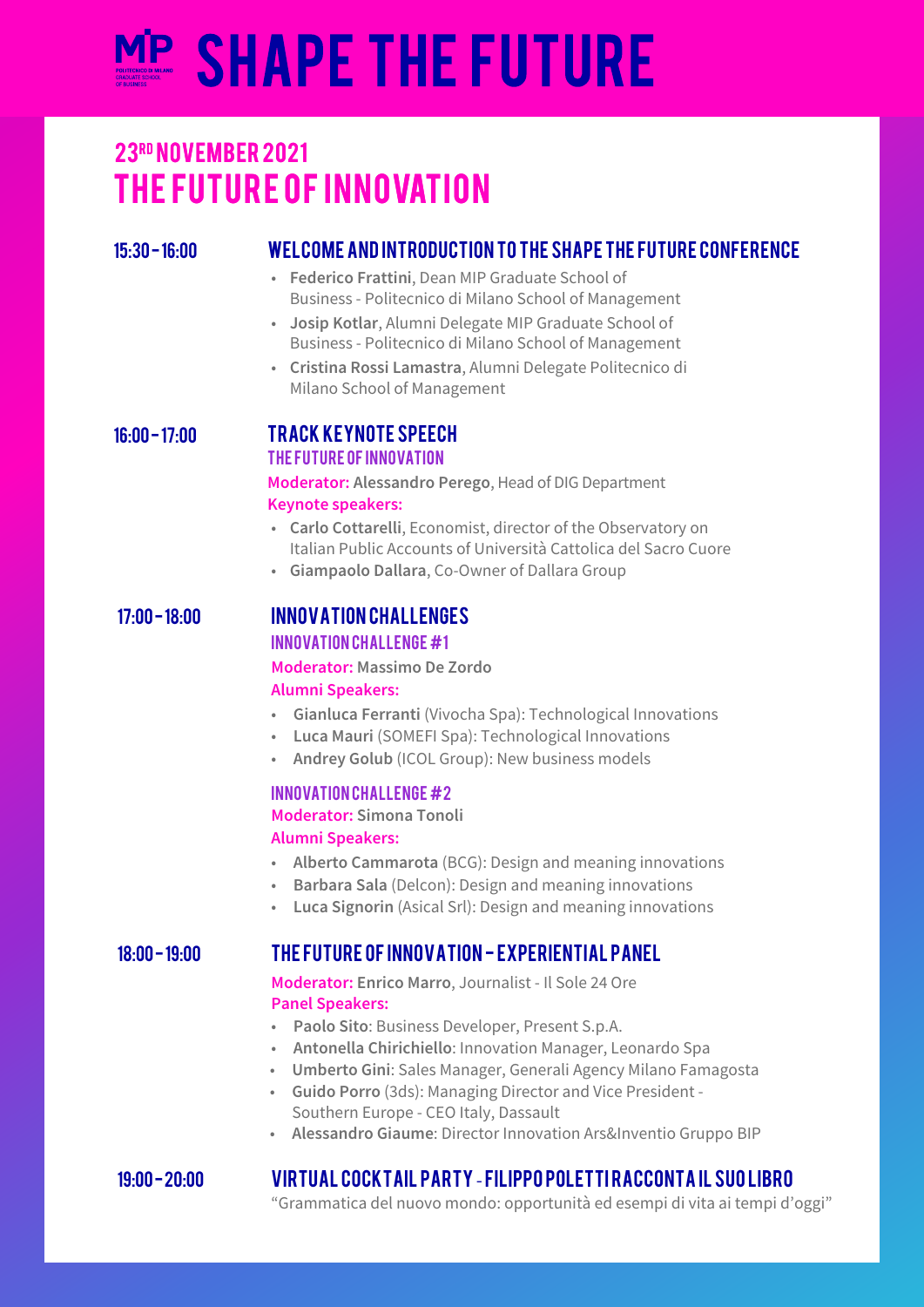# MIP SHAPE THE FUTURE

## 23RD NOVEMBER 2021
## THE FUTURE OF INNOVATION

### 15:30 – 16:00 WELCOME AND INTRODUCTION TO THE SHAPE THE FUTURE CONFERENCE

- **Federico Frattini**, Dean MIP Graduate School of Business - Politecnico di Milano School of Management
- **Josip Kotlar**, Alumni Delegate MIP Graduate School of Business - Politecnico di Milano School of Management
- **Cristina Rossi Lamastra**, Alumni Delegate Politecnico di Milano School of Management

### 16:00 – 17:00 TRACK KEYNOTE SPEECH

#### THE FUTURE OF INNOVATION

**Moderator:** **Alessandro Perego**, Head of DIG Department

**Keynote speakers:**

- **Carlo Cottarelli**, Economist, director of the Observatory on Italian Public Accounts of Università Cattolica del Sacro Cuore
- **Giampaolo Dallara**, Co-Owner of Dallara Group

### 17:00 – 18:00 INNOVATION CHALLENGES

#### INNOVATION CHALLENGE #1

**Moderator:** **Massimo De Zordo**

**Alumni Speakers:**

- **Gianluca Ferranti** (Vivocha Spa): Technological Innovations
- **Luca Mauri** (SOMEFI Spa): Technological Innovations
- **Andrey Golub** (ICOL Group): New business models

#### INNOVATION CHALLENGE #2

**Moderator:** **Simona Tonoli**

**Alumni Speakers:**

- **Alberto Cammarota** (BCG): Design and meaning innovations
- **Barbara Sala** (Delcon): Design and meaning innovations
- **Luca Signorin** (Asical Srl): Design and meaning innovations

### 18:00 – 19:00 THE FUTURE OF INNOVATION – EXPERIENTIAL PANEL

**Moderator:** **Enrico Marro**, Journalist - Il Sole 24 Ore

**Panel Speakers:**

- **Paolo Sito**: Business Developer, Present S.p.A.
- **Antonella Chirichiello**: Innovation Manager, Leonardo Spa
- **Umberto Gini**: Sales Manager, Generali Agency Milano Famagosta
- **Guido Porro** (3ds): Managing Director and Vice President - Southern Europe - CEO Italy, Dassault
- **Alessandro Giaume**: Director Innovation Ars&Inventio Gruppo BIP

### 19:00 – 20:00 VIRTUAL COCKTAIL PARTY - FILIPPO POLETTI RACCONTA IL SUO LIBRO

"Grammatica del nuovo mondo: opportunità ed esempi di vita ai tempi d'oggi"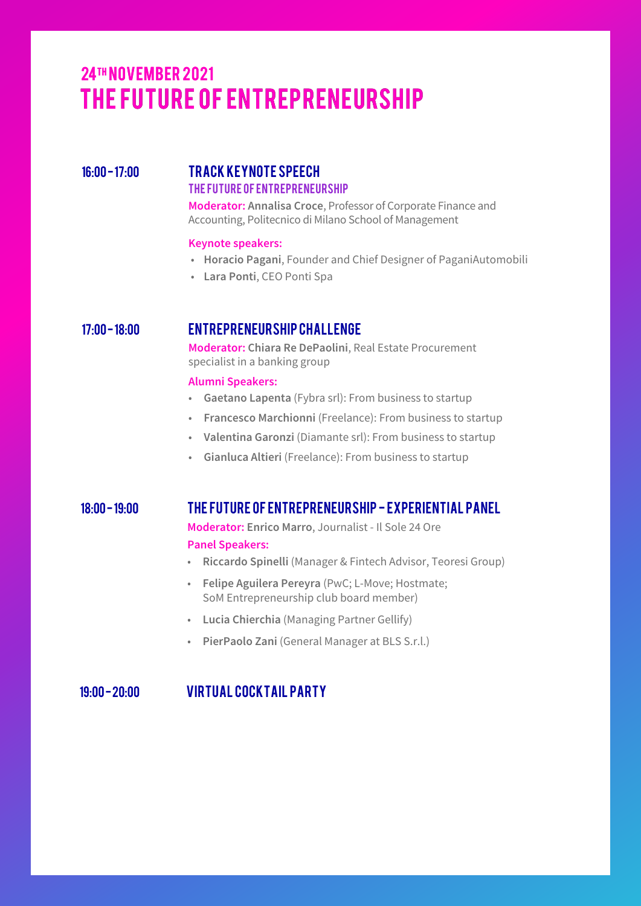# 24TH NOVEMBER 2021
# THE FUTURE OF ENTREPRENEURSHIP

**16:00 - 17:00**

## TRACK KEYNOTE SPEECH

### THE FUTURE OF ENTREPRENEURSHIP

**Moderator:** **Annalisa Croce**, Professor of Corporate Finance and Accounting, Politecnico di Milano School of Management

**Keynote speakers:**

- **Horacio Pagani**, Founder and Chief Designer of PaganiAutomobili
- **Lara Ponti**, CEO Ponti Spa

**17:00 - 18:00**

## ENTREPRENEURSHIP CHALLENGE

**Moderator:** **Chiara Re DePaolini**, Real Estate Procurement specialist in a banking group

**Alumni Speakers:**

- **Gaetano Lapenta** (Fybra srl): From business to startup
- **Francesco Marchionni** (Freelance): From business to startup
- **Valentina Garonzi** (Diamante srl): From business to startup
- **Gianluca Altieri** (Freelance): From business to startup

**18:00 - 19:00**

## THE FUTURE OF ENTREPRENEURSHIP - EXPERIENTIAL PANEL

**Moderator:** **Enrico Marro**, Journalist - Il Sole 24 Ore

**Panel Speakers:**

- **Riccardo Spinelli** (Manager & Fintech Advisor, Teoresi Group)
- **Felipe Aguilera Pereyra** (PwC; L-Move; Hostmate; SoM Entrepreneurship club board member)
- **Lucia Chierchia** (Managing Partner Gellify)
- **PierPaolo Zani** (General Manager at BLS S.r.l.)

**19:00 - 20:00**

## VIRTUAL COCKTAIL PARTY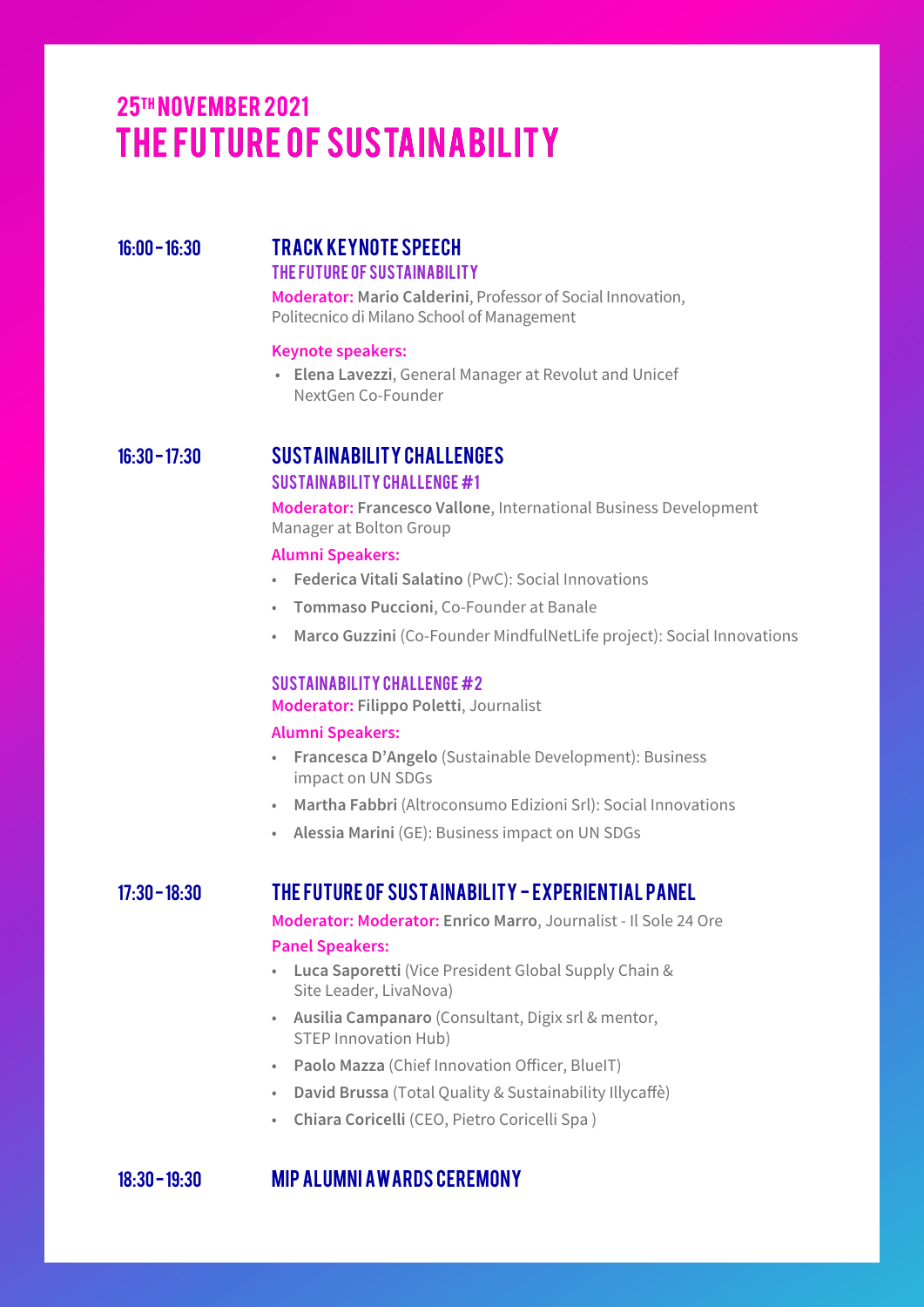# 25TH NOVEMBER 2021
# THE FUTURE OF SUSTAINABILITY

## 16:00 - 16:30 TRACK KEYNOTE SPEECH

### THE FUTURE OF SUSTAINABILITY

**Moderator:** **Mario Calderini**, Professor of Social Innovation, Politecnico di Milano School of Management

**Keynote speakers:**

- **Elena Lavezzi**, General Manager at Revolut and Unicef NextGen Co-Founder

## 16:30 - 17:30 SUSTAINABILITY CHALLENGES

### SUSTAINABILITY CHALLENGE #1

**Moderator:** **Francesco Vallone**, International Business Development Manager at Bolton Group

**Alumni Speakers:**

- **Federica Vitali Salatino** (PwC): Social Innovations
- **Tommaso Puccioni**, Co-Founder at Banale
- **Marco Guzzini** (Co-Founder MindfulNetLife project): Social Innovations

### SUSTAINABILITY CHALLENGE #2

**Moderator:** **Filippo Poletti**, Journalist

**Alumni Speakers:**

- **Francesca D'Angelo** (Sustainable Development): Business impact on UN SDGs
- **Martha Fabbri** (Altroconsumo Edizioni Srl): Social Innovations
- **Alessia Marini** (GE): Business impact on UN SDGs

## 17:30 - 18:30 THE FUTURE OF SUSTAINABILITY - EXPERIENTIAL PANEL

**Moderator: Moderator:** **Enrico Marro**, Journalist - Il Sole 24 Ore

**Panel Speakers:**

- **Luca Saporetti** (Vice President Global Supply Chain & Site Leader, LivaNova)
- **Ausilia Campanaro** (Consultant, Digix srl & mentor, STEP Innovation Hub)
- **Paolo Mazza** (Chief Innovation Officer, BlueIT)
- **David Brussa** (Total Quality & Sustainability Illycaffè)
- **Chiara Coricelli** (CEO, Pietro Coricelli Spa )

## 18:30 - 19:30 MIP ALUMNI AWARDS CEREMONY